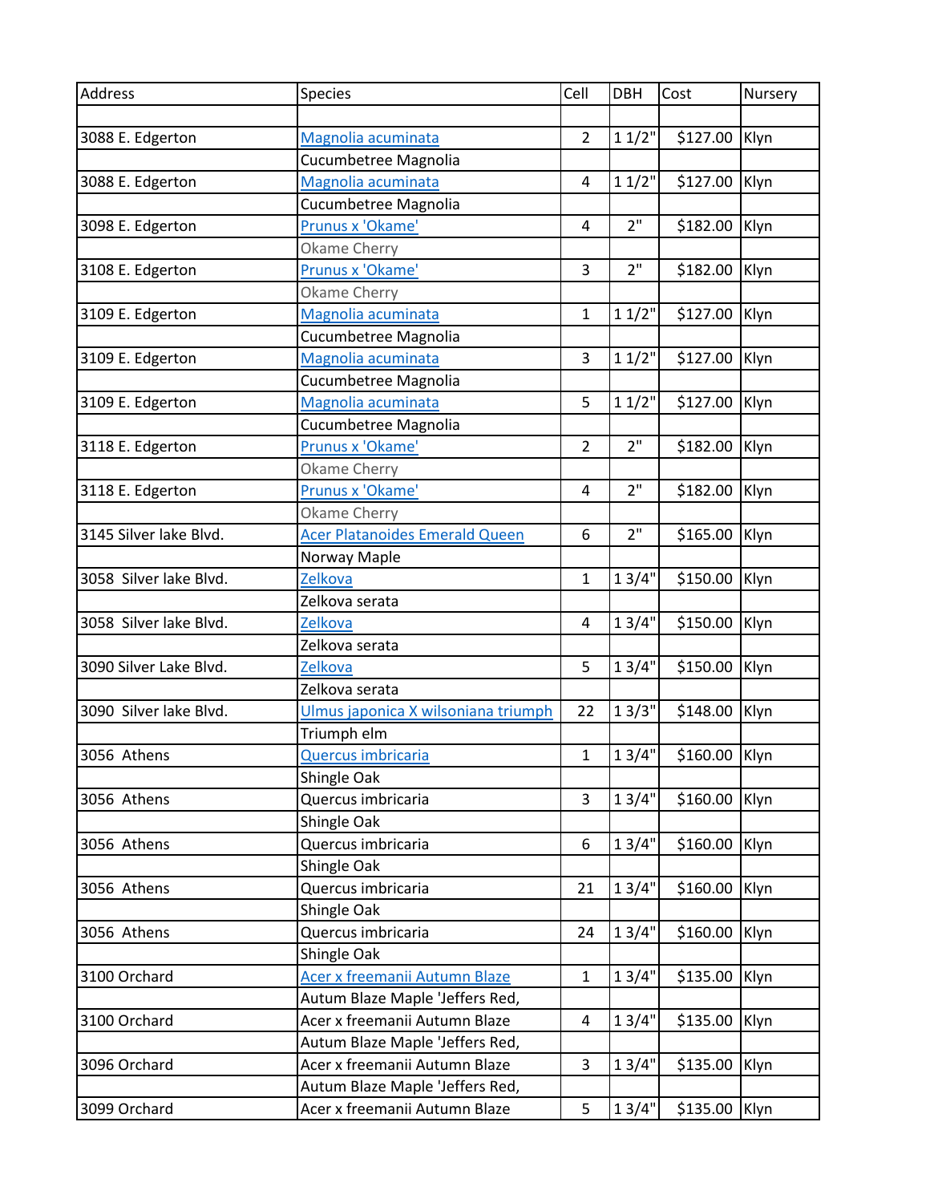| Address | Species | Cell | DBH | Cost | Nursery |
|---|---|---|---|---|---|
| | | | | | |
| 3088 E. Edgerton | Magnolia acuminata | 2 | 1 1/2" | $127.00 | Klyn |
| | Cucumbetree Magnolia | | | | |
| 3088 E. Edgerton | Magnolia acuminata | 4 | 1 1/2" | $127.00 | Klyn |
| | Cucumbetree Magnolia | | | | |
| 3098 E. Edgerton | Prunus x 'Okame' | 4 | 2" | $182.00 | Klyn |
| | Okame Cherry | | | | |
| 3108 E. Edgerton | Prunus x 'Okame' | 3 | 2" | $182.00 | Klyn |
| | Okame Cherry | | | | |
| 3109 E. Edgerton | Magnolia acuminata | 1 | 1 1/2" | $127.00 | Klyn |
| | Cucumbetree Magnolia | | | | |
| 3109 E. Edgerton | Magnolia acuminata | 3 | 1 1/2" | $127.00 | Klyn |
| | Cucumbetree Magnolia | | | | |
| 3109 E. Edgerton | Magnolia acuminata | 5 | 1 1/2" | $127.00 | Klyn |
| | Cucumbetree Magnolia | | | | |
| 3118 E. Edgerton | Prunus x 'Okame' | 2 | 2" | $182.00 | Klyn |
| | Okame Cherry | | | | |
| 3118 E. Edgerton | Prunus x 'Okame' | 4 | 2" | $182.00 | Klyn |
| | Okame Cherry | | | | |
| 3145 Silver lake Blvd. | Acer Platanoides Emerald Queen | 6 | 2" | $165.00 | Klyn |
| | Norway Maple | | | | |
| 3058 Silver lake Blvd. | Zelkova | 1 | 1 3/4" | $150.00 | Klyn |
| | Zelkova serata | | | | |
| 3058 Silver lake Blvd. | Zelkova | 4 | 1 3/4" | $150.00 | Klyn |
| | Zelkova serata | | | | |
| 3090 Silver Lake Blvd. | Zelkova | 5 | 1 3/4" | $150.00 | Klyn |
| | Zelkova serata | | | | |
| 3090 Silver lake Blvd. | Ulmus japonica X wilsoniana triumph | 22 | 1 3/3" | $148.00 | Klyn |
| | Triumph elm | | | | |
| 3056 Athens | Quercus imbricaria | 1 | 1 3/4" | $160.00 | Klyn |
| | Shingle Oak | | | | |
| 3056 Athens | Quercus imbricaria | 3 | 1 3/4" | $160.00 | Klyn |
| | Shingle Oak | | | | |
| 3056 Athens | Quercus imbricaria | 6 | 1 3/4" | $160.00 | Klyn |
| | Shingle Oak | | | | |
| 3056 Athens | Quercus imbricaria | 21 | 1 3/4" | $160.00 | Klyn |
| | Shingle Oak | | | | |
| 3056 Athens | Quercus imbricaria | 24 | 1 3/4" | $160.00 | Klyn |
| | Shingle Oak | | | | |
| 3100 Orchard | Acer x freemanii Autumn Blaze | 1 | 1 3/4" | $135.00 | Klyn |
| | Autum Blaze Maple 'Jeffers Red, | | | | |
| 3100 Orchard | Acer x freemanii Autumn Blaze | 4 | 1 3/4" | $135.00 | Klyn |
| | Autum Blaze Maple 'Jeffers Red, | | | | |
| 3096 Orchard | Acer x freemanii Autumn Blaze | 3 | 1 3/4" | $135.00 | Klyn |
| | Autum Blaze Maple 'Jeffers Red, | | | | |
| 3099 Orchard | Acer x freemanii Autumn Blaze | 5 | 1 3/4" | $135.00 | Klyn |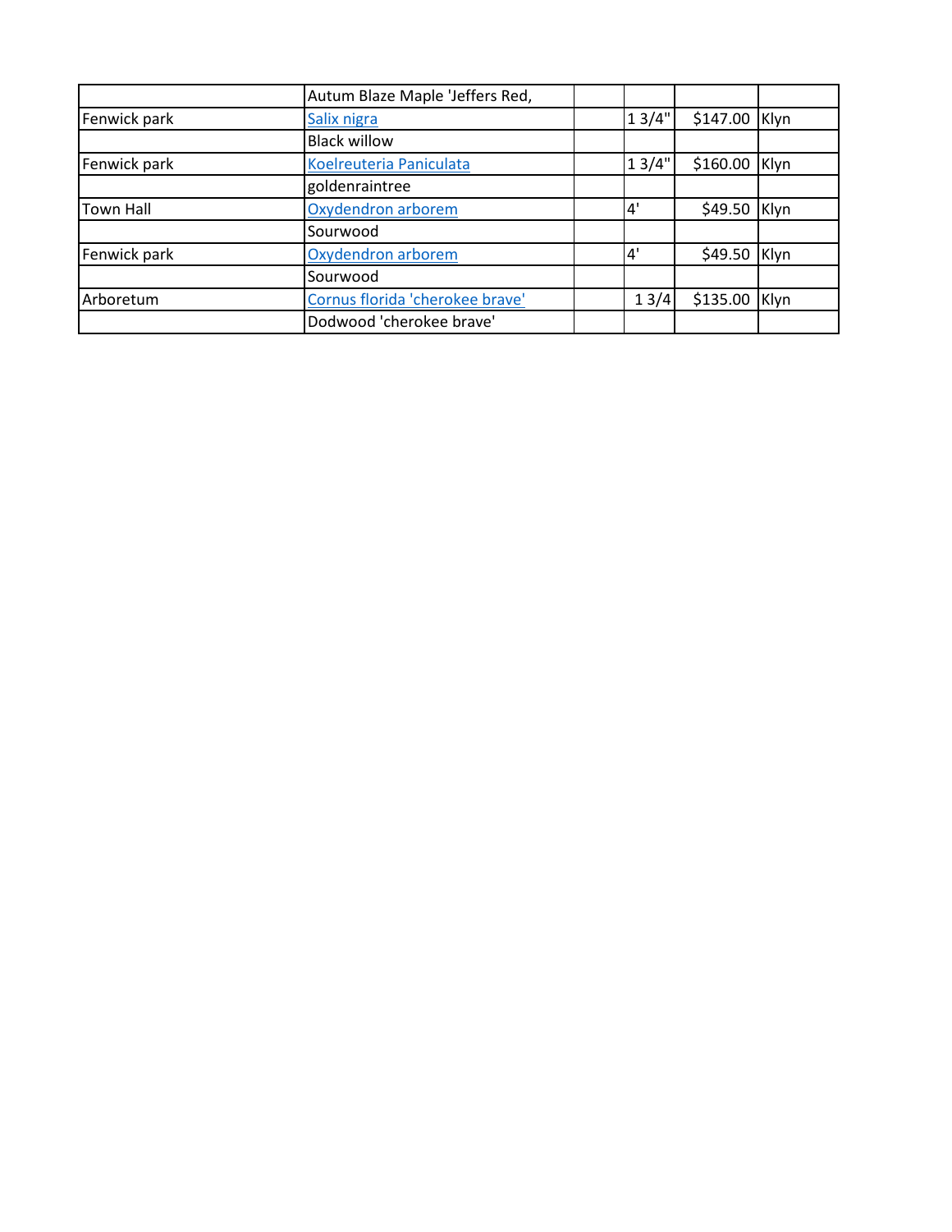| | | | | | |
|---|---|---|---|---|---|
| | Autum Blaze Maple 'Jeffers Red, | | | | |
| Fenwick park | Salix nigra | | 1 3/4" | $147.00 | Klyn |
| | Black willow | | | | |
| Fenwick park | Koelreuteria Paniculata | | 1 3/4" | $160.00 | Klyn |
| | goldenraintree | | | | |
| Town Hall | Oxydendron arborem | | 4' | $49.50 | Klyn |
| | Sourwood | | | | |
| Fenwick park | Oxydendron arborem | | 4' | $49.50 | Klyn |
| | Sourwood | | | | |
| Arboretum | Cornus florida 'cherokee brave' | | 1 3/4 | $135.00 | Klyn |
| | Dodwood 'cherokee brave' | | | | |